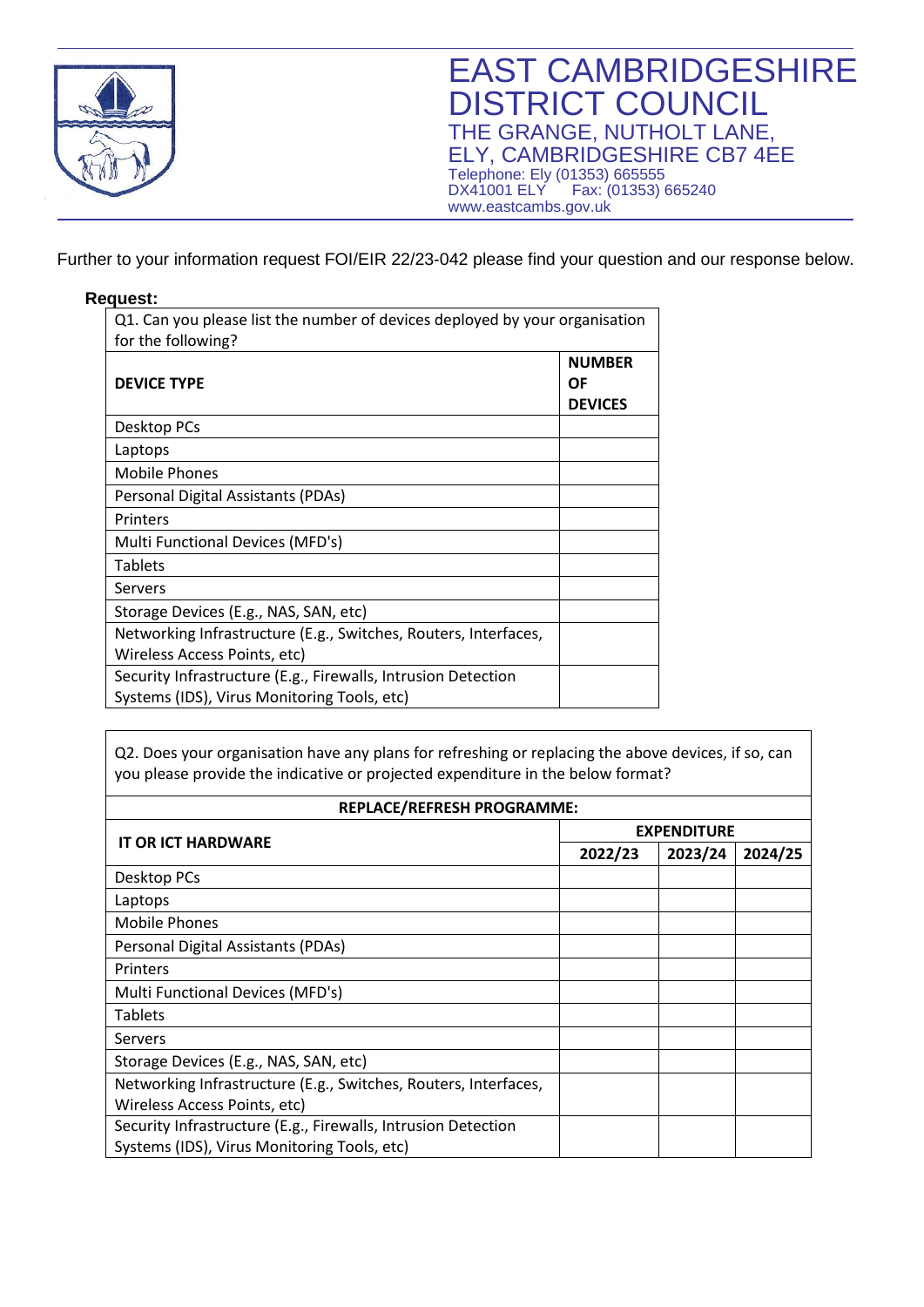# EAST CAMBRIDGESHIRE DISTRICT COUNCIL

THE GRANGE, NUTHOLT LANE,
ELY, CAMBRIDGESHIRE CB7 4EE
Telephone: Ely (01353) 665555
DX41001 ELY     Fax: (01353) 665240
www.eastcambs.gov.uk

Further to your information request FOI/EIR 22/23-042 please find your question and our response below.

**Request:**

| Q1. Can you please list the number of devices deployed by your organisation for the following? | |
|---|---|
| **DEVICE TYPE** | **NUMBER OF DEVICES** |
| Desktop PCs | |
| Laptops | |
| Mobile Phones | |
| Personal Digital Assistants (PDAs) | |
| Printers | |
| Multi Functional Devices (MFD's) | |
| Tablets | |
| Servers | |
| Storage Devices (E.g., NAS, SAN, etc) | |
| Networking Infrastructure (E.g., Switches, Routers, Interfaces, Wireless Access Points, etc) | |
| Security Infrastructure (E.g., Firewalls, Intrusion Detection Systems (IDS), Virus Monitoring Tools, etc) | |

Q2. Does your organisation have any plans for refreshing or replacing the above devices, if so, can you please provide the indicative or projected expenditure in the below format?

| **REPLACE/REFRESH PROGRAMME:** | | | |
|---|---|---|---|
| **IT OR ICT HARDWARE** | **EXPENDITURE** | | |
| | **2022/23** | **2023/24** | **2024/25** |
| Desktop PCs | | | |
| Laptops | | | |
| Mobile Phones | | | |
| Personal Digital Assistants (PDAs) | | | |
| Printers | | | |
| Multi Functional Devices (MFD's) | | | |
| Tablets | | | |
| Servers | | | |
| Storage Devices (E.g., NAS, SAN, etc) | | | |
| Networking Infrastructure (E.g., Switches, Routers, Interfaces, Wireless Access Points, etc) | | | |
| Security Infrastructure (E.g., Firewalls, Intrusion Detection Systems (IDS), Virus Monitoring Tools, etc) | | | |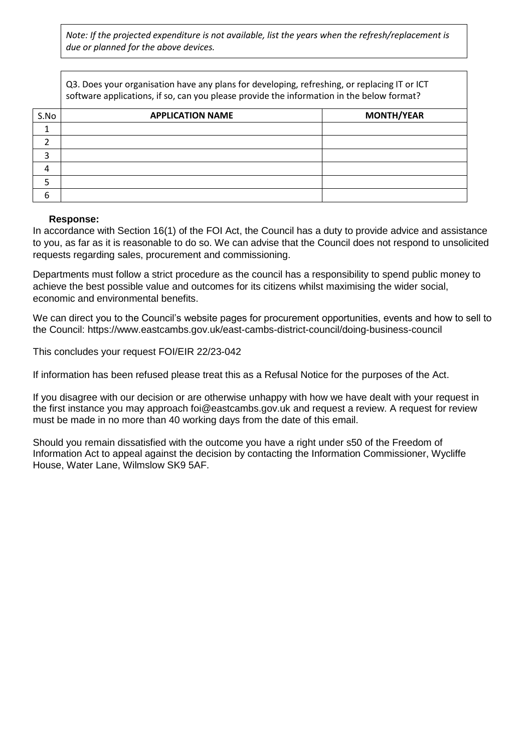*Note: If the projected expenditure is not available, list the years when the refresh/replacement is due or planned for the above devices.*

Q3. Does your organisation have any plans for developing, refreshing, or replacing IT or ICT software applications, if so, can you please provide the information in the below format?

| S.No | APPLICATION NAME | MONTH/YEAR |
|---|---|---|
| 1 | | |
| 2 | | |
| 3 | | |
| 4 | | |
| 5 | | |
| 6 | | |

**Response:**

In accordance with Section 16(1) of the FOI Act, the Council has a duty to provide advice and assistance to you, as far as it is reasonable to do so. We can advise that the Council does not respond to unsolicited requests regarding sales, procurement and commissioning.

Departments must follow a strict procedure as the council has a responsibility to spend public money to achieve the best possible value and outcomes for its citizens whilst maximising the wider social, economic and environmental benefits.

We can direct you to the Council's website pages for procurement opportunities, events and how to sell to the Council: https://www.eastcambs.gov.uk/east-cambs-district-council/doing-business-council

This concludes your request FOI/EIR 22/23-042

If information has been refused please treat this as a Refusal Notice for the purposes of the Act.

If you disagree with our decision or are otherwise unhappy with how we have dealt with your request in the first instance you may approach foi@eastcambs.gov.uk and request a review. A request for review must be made in no more than 40 working days from the date of this email.

Should you remain dissatisfied with the outcome you have a right under s50 of the Freedom of Information Act to appeal against the decision by contacting the Information Commissioner, Wycliffe House, Water Lane, Wilmslow SK9 5AF.